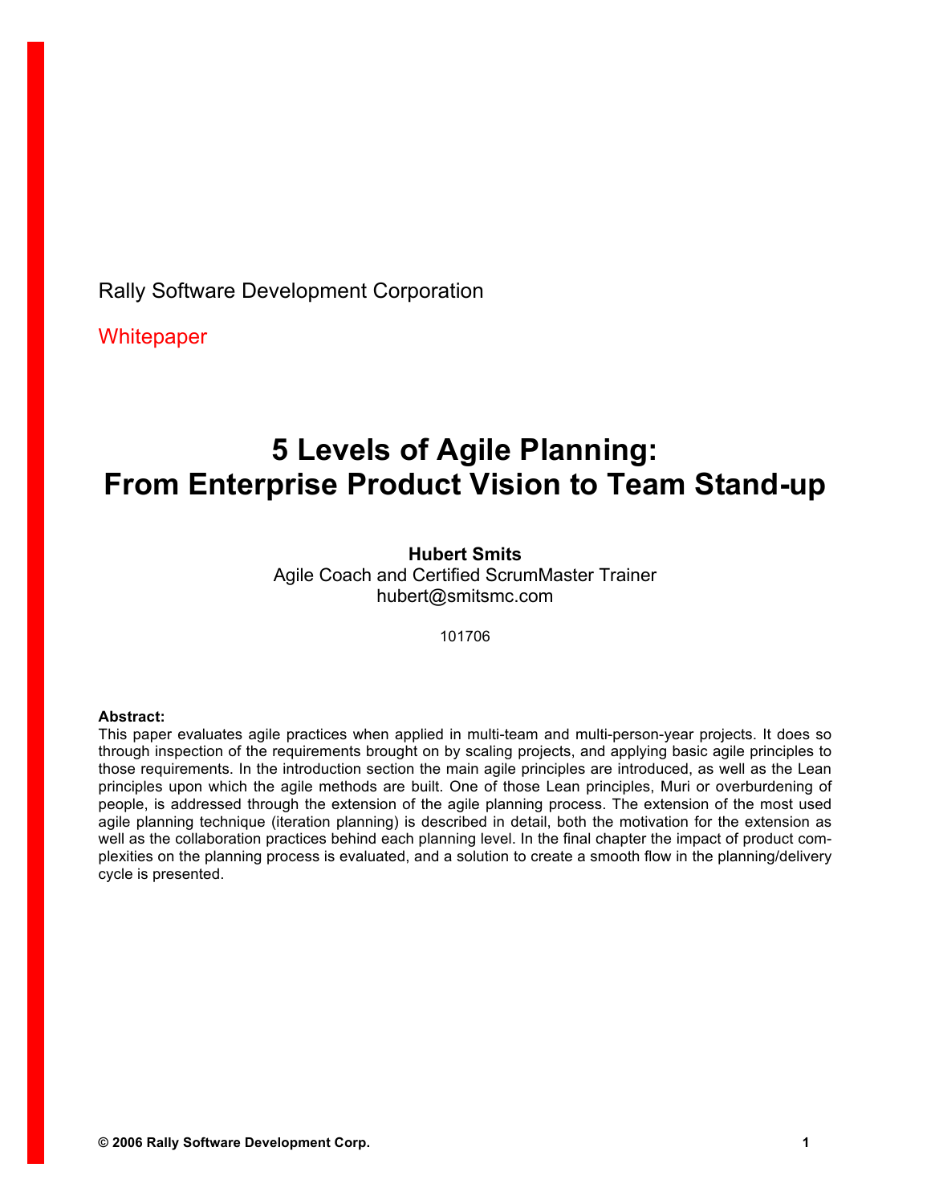Rally Software Development Corporation

Whitepaper

# 5 Levels of Agile Planning: From Enterprise Product Vision to Team Stand-up

**Hubert Smits**
Agile Coach and Certified ScrumMaster Trainer
hubert@smitsmc.com

101706

**Abstract:**
This paper evaluates agile practices when applied in multi-team and multi-person-year projects. It does so through inspection of the requirements brought on by scaling projects, and applying basic agile principles to those requirements. In the introduction section the main agile principles are introduced, as well as the Lean principles upon which the agile methods are built. One of those Lean principles, Muri or overburdening of people, is addressed through the extension of the agile planning process. The extension of the most used agile planning technique (iteration planning) is described in detail, both the motivation for the extension as well as the collaboration practices behind each planning level. In the final chapter the impact of product complexities on the planning process is evaluated, and a solution to create a smooth flow in the planning/delivery cycle is presented.

**© 2006 Rally Software Development Corp.**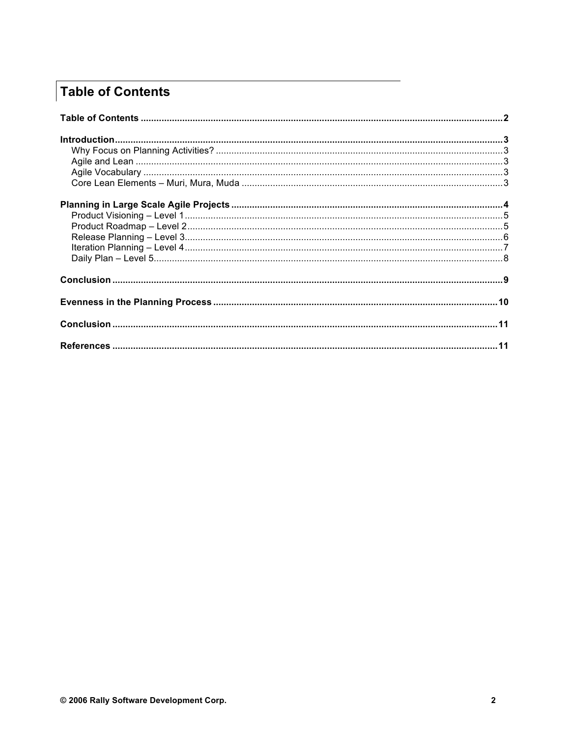# Table of Contents

**Table of Contents** ..... **2**

**Introduction** ..... **3**
- Why Focus on Planning Activities? ..... 3
- Agile and Lean ..... 3
- Agile Vocabulary ..... 3
- Core Lean Elements – Muri, Mura, Muda ..... 3

**Planning in Large Scale Agile Projects** ..... **4**
- Product Visioning – Level 1 ..... 5
- Product Roadmap – Level 2 ..... 5
- Release Planning – Level 3 ..... 6
- Iteration Planning – Level 4 ..... 7
- Daily Plan – Level 5 ..... 8

**Conclusion** ..... **9**

**Evenness in the Planning Process** ..... **10**

**Conclusion** ..... **11**

**References** ..... **11**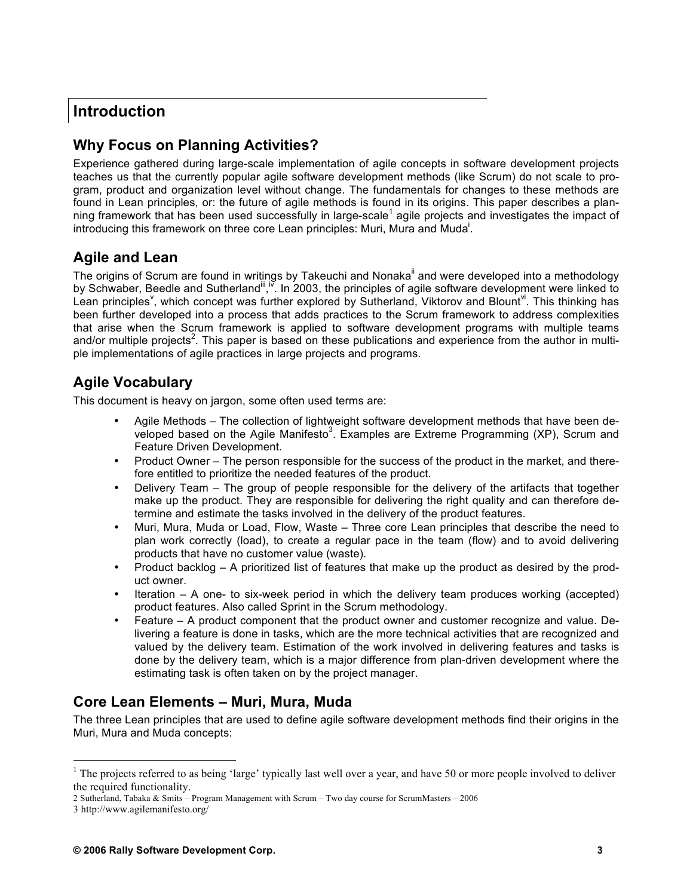# Introduction

## Why Focus on Planning Activities?

Experience gathered during large-scale implementation of agile concepts in software development projects teaches us that the currently popular agile software development methods (like Scrum) do not scale to program, product and organization level without change. The fundamentals for changes to these methods are found in Lean principles, or: the future of agile methods is found in its origins. This paper describes a planning framework that has been used successfully in large-scale[1] agile projects and investigates the impact of introducing this framework on three core Lean principles: Muri, Mura and Muda[i].

## Agile and Lean

The origins of Scrum are found in writings by Takeuchi and Nonaka[ii] and were developed into a methodology by Schwaber, Beedle and Sutherland[iii,iv]. In 2003, the principles of agile software development were linked to Lean principles[v], which concept was further explored by Sutherland, Viktorov and Blount[vi]. This thinking has been further developed into a process that adds practices to the Scrum framework to address complexities that arise when the Scrum framework is applied to software development programs with multiple teams and/or multiple projects[2]. This paper is based on these publications and experience from the author in multiple implementations of agile practices in large projects and programs.

## Agile Vocabulary

This document is heavy on jargon, some often used terms are:

- Agile Methods – The collection of lightweight software development methods that have been developed based on the Agile Manifesto[3]. Examples are Extreme Programming (XP), Scrum and Feature Driven Development.
- Product Owner – The person responsible for the success of the product in the market, and therefore entitled to prioritize the needed features of the product.
- Delivery Team – The group of people responsible for the delivery of the artifacts that together make up the product. They are responsible for delivering the right quality and can therefore determine and estimate the tasks involved in the delivery of the product features.
- Muri, Mura, Muda or Load, Flow, Waste – Three core Lean principles that describe the need to plan work correctly (load), to create a regular pace in the team (flow) and to avoid delivering products that have no customer value (waste).
- Product backlog – A prioritized list of features that make up the product as desired by the product owner.
- Iteration – A one- to six-week period in which the delivery team produces working (accepted) product features. Also called Sprint in the Scrum methodology.
- Feature – A product component that the product owner and customer recognize and value. Delivering a feature is done in tasks, which are the more technical activities that are recognized and valued by the delivery team. Estimation of the work involved in delivering features and tasks is done by the delivery team, which is a major difference from plan-driven development where the estimating task is often taken on by the project manager.

## Core Lean Elements – Muri, Mura, Muda

The three Lean principles that are used to define agile software development methods find their origins in the Muri, Mura and Muda concepts:

---

[1] The projects referred to as being 'large' typically last well over a year, and have 50 or more people involved to deliver the required functionality.

[2] Sutherland, Tabaka & Smits – Program Management with Scrum – Two day course for ScrumMasters – 2006

[3] http://www.agilemanifesto.org/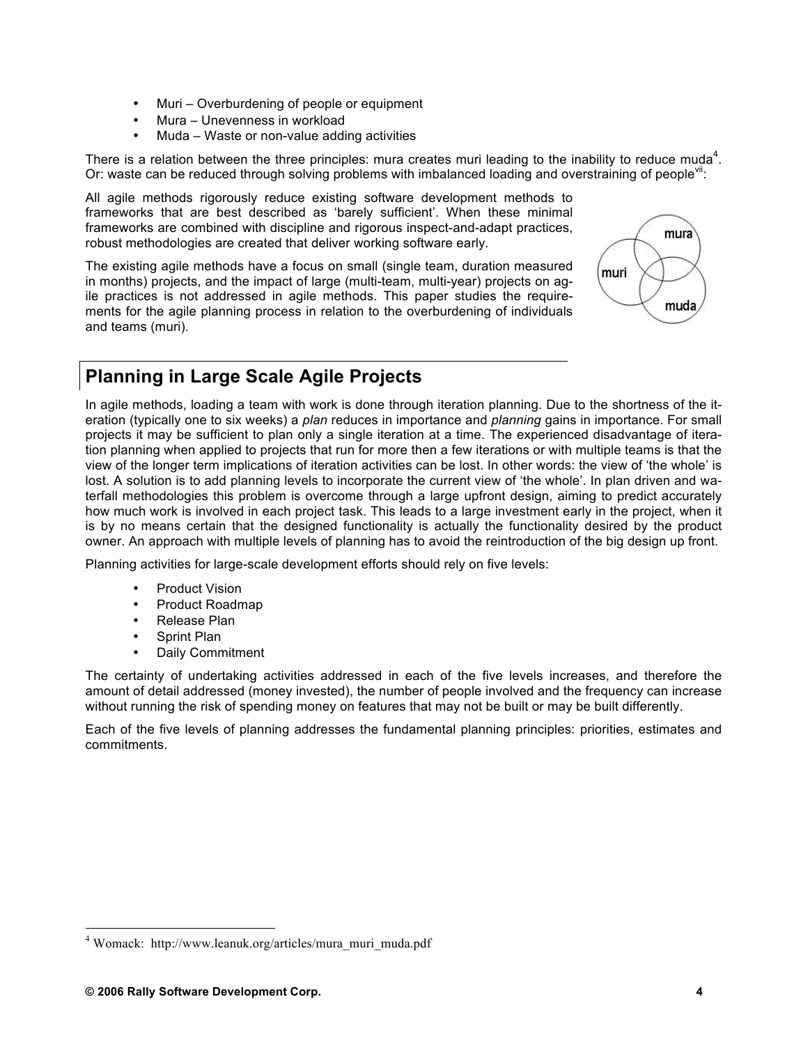- Muri – Overburdening of people or equipment
- Mura – Unevenness in workload
- Muda – Waste or non-value adding activities

There is a relation between the three principles: mura creates muri leading to the inability to reduce muda[4]. Or: waste can be reduced through solving problems with imbalanced loading and overstraining of people[vii]:

All agile methods rigorously reduce existing software development methods to frameworks that are best described as 'barely sufficient'. When these minimal frameworks are combined with discipline and rigorous inspect-and-adapt practices, robust methodologies are created that deliver working software early.

mura

muri

muda

The existing agile methods have a focus on small (single team, duration measured in months) projects, and the impact of large (multi-team, multi-year) projects on agile practices is not addressed in agile methods. This paper studies the requirements for the agile planning process in relation to the overburdening of individuals and teams (muri).

## Planning in Large Scale Agile Projects

In agile methods, loading a team with work is done through iteration planning. Due to the shortness of the iteration (typically one to six weeks) a *plan* reduces in importance and *planning* gains in importance. For small projects it may be sufficient to plan only a single iteration at a time. The experienced disadvantage of iteration planning when applied to projects that run for more then a few iterations or with multiple teams is that the view of the longer term implications of iteration activities can be lost. In other words: the view of 'the whole' is lost. A solution is to add planning levels to incorporate the current view of 'the whole'. In plan driven and waterfall methodologies this problem is overcome through a large upfront design, aiming to predict accurately how much work is involved in each project task. This leads to a large investment early in the project, when it is by no means certain that the designed functionality is actually the functionality desired by the product owner. An approach with multiple levels of planning has to avoid the reintroduction of the big design up front.

Planning activities for large-scale development efforts should rely on five levels:

- Product Vision
- Product Roadmap
- Release Plan
- Sprint Plan
- Daily Commitment

The certainty of undertaking activities addressed in each of the five levels increases, and therefore the amount of detail addressed (money invested), the number of people involved and the frequency can increase without running the risk of spending money on features that may not be built or may be built differently.

Each of the five levels of planning addresses the fundamental planning principles: priorities, estimates and commitments.

[4] Womack: http://www.leanuk.org/articles/mura_muri_muda.pdf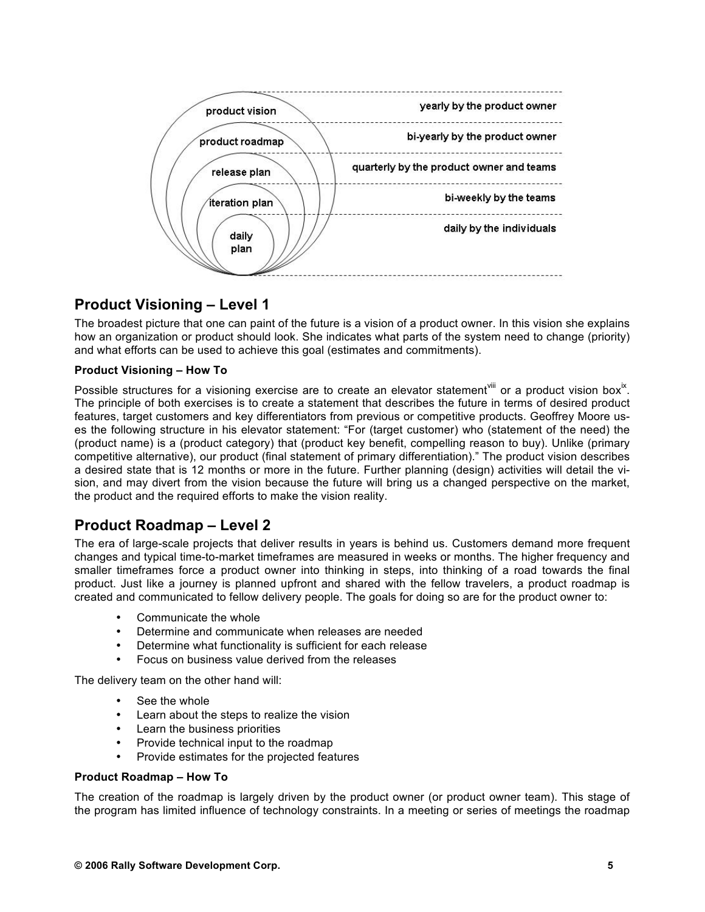## Product Visioning – Level 1

The broadest picture that one can paint of the future is a vision of a product owner. In this vision she explains how an organization or product should look. She indicates what parts of the system need to change (priority) and what efforts can be used to achieve this goal (estimates and commitments).

### Product Visioning – How To

Possible structures for a visioning exercise are to create an elevator statement[viii] or a product vision box[ix]. The principle of both exercises is to create a statement that describes the future in terms of desired product features, target customers and key differentiators from previous or competitive products. Geoffrey Moore uses the following structure in his elevator statement: "For (target customer) who (statement of the need) the (product name) is a (product category) that (product key benefit, compelling reason to buy). Unlike (primary competitive alternative), our product (final statement of primary differentiation)." The product vision describes a desired state that is 12 months or more in the future. Further planning (design) activities will detail the vision, and may divert from the vision because the future will bring us a changed perspective on the market, the product and the required efforts to make the vision reality.

## Product Roadmap – Level 2

The era of large-scale projects that deliver results in years is behind us. Customers demand more frequent changes and typical time-to-market timeframes are measured in weeks or months. The higher frequency and smaller timeframes force a product owner into thinking in steps, into thinking of a road towards the final product. Just like a journey is planned upfront and shared with the fellow travelers, a product roadmap is created and communicated to fellow delivery people. The goals for doing so are for the product owner to:

- Communicate the whole
- Determine and communicate when releases are needed
- Determine what functionality is sufficient for each release
- Focus on business value derived from the releases

The delivery team on the other hand will:

- See the whole
- Learn about the steps to realize the vision
- Learn the business priorities
- Provide technical input to the roadmap
- Provide estimates for the projected features

### Product Roadmap – How To

The creation of the roadmap is largely driven by the product owner (or product owner team). This stage of the program has limited influence of technology constraints. In a meeting or series of meetings the roadmap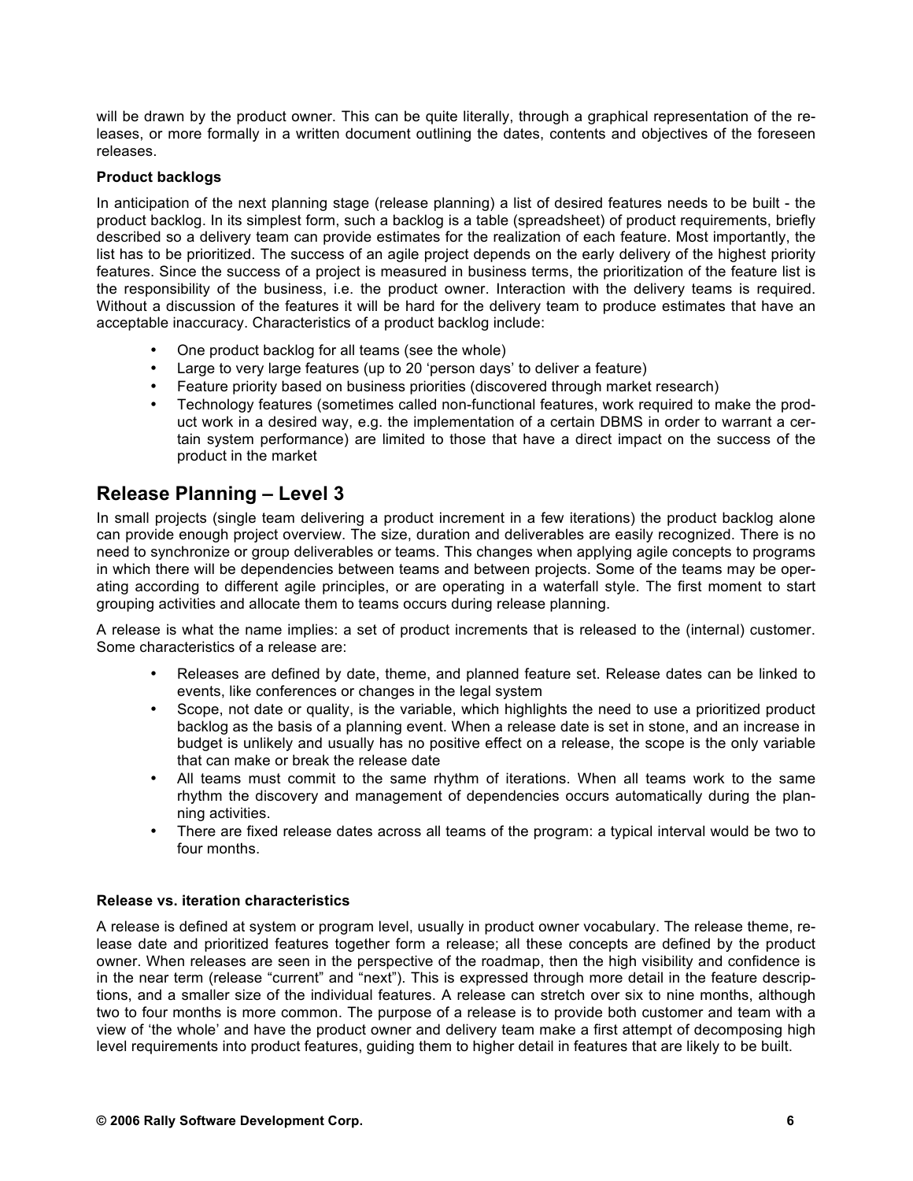will be drawn by the product owner. This can be quite literally, through a graphical representation of the releases, or more formally in a written document outlining the dates, contents and objectives of the foreseen releases.

**Product backlogs**

In anticipation of the next planning stage (release planning) a list of desired features needs to be built - the product backlog. In its simplest form, such a backlog is a table (spreadsheet) of product requirements, briefly described so a delivery team can provide estimates for the realization of each feature. Most importantly, the list has to be prioritized. The success of an agile project depends on the early delivery of the highest priority features. Since the success of a project is measured in business terms, the prioritization of the feature list is the responsibility of the business, i.e. the product owner. Interaction with the delivery teams is required. Without a discussion of the features it will be hard for the delivery team to produce estimates that have an acceptable inaccuracy. Characteristics of a product backlog include:

- One product backlog for all teams (see the whole)
- Large to very large features (up to 20 'person days' to deliver a feature)
- Feature priority based on business priorities (discovered through market research)
- Technology features (sometimes called non-functional features, work required to make the product work in a desired way, e.g. the implementation of a certain DBMS in order to warrant a certain system performance) are limited to those that have a direct impact on the success of the product in the market

## Release Planning – Level 3

In small projects (single team delivering a product increment in a few iterations) the product backlog alone can provide enough project overview. The size, duration and deliverables are easily recognized. There is no need to synchronize or group deliverables or teams. This changes when applying agile concepts to programs in which there will be dependencies between teams and between projects. Some of the teams may be operating according to different agile principles, or are operating in a waterfall style. The first moment to start grouping activities and allocate them to teams occurs during release planning.

A release is what the name implies: a set of product increments that is released to the (internal) customer. Some characteristics of a release are:

- Releases are defined by date, theme, and planned feature set. Release dates can be linked to events, like conferences or changes in the legal system
- Scope, not date or quality, is the variable, which highlights the need to use a prioritized product backlog as the basis of a planning event. When a release date is set in stone, and an increase in budget is unlikely and usually has no positive effect on a release, the scope is the only variable that can make or break the release date
- All teams must commit to the same rhythm of iterations. When all teams work to the same rhythm the discovery and management of dependencies occurs automatically during the planning activities.
- There are fixed release dates across all teams of the program: a typical interval would be two to four months.

**Release vs. iteration characteristics**

A release is defined at system or program level, usually in product owner vocabulary. The release theme, release date and prioritized features together form a release; all these concepts are defined by the product owner. When releases are seen in the perspective of the roadmap, then the high visibility and confidence is in the near term (release "current" and "next"). This is expressed through more detail in the feature descriptions, and a smaller size of the individual features. A release can stretch over six to nine months, although two to four months is more common. The purpose of a release is to provide both customer and team with a view of 'the whole' and have the product owner and delivery team make a first attempt of decomposing high level requirements into product features, guiding them to higher detail in features that are likely to be built.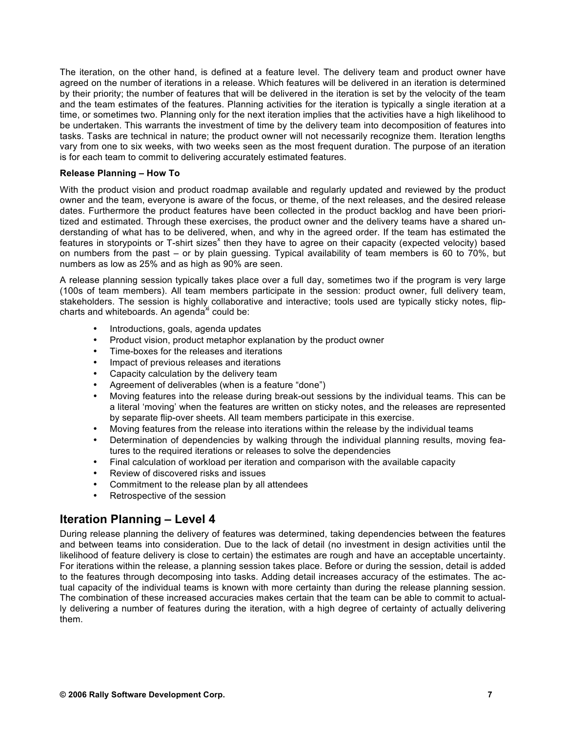The iteration, on the other hand, is defined at a feature level. The delivery team and product owner have agreed on the number of iterations in a release. Which features will be delivered in an iteration is determined by their priority; the number of features that will be delivered in the iteration is set by the velocity of the team and the team estimates of the features. Planning activities for the iteration is typically a single iteration at a time, or sometimes two. Planning only for the next iteration implies that the activities have a high likelihood to be undertaken. This warrants the investment of time by the delivery team into decomposition of features into tasks. Tasks are technical in nature; the product owner will not necessarily recognize them. Iteration lengths vary from one to six weeks, with two weeks seen as the most frequent duration. The purpose of an iteration is for each team to commit to delivering accurately estimated features.

**Release Planning – How To**

With the product vision and product roadmap available and regularly updated and reviewed by the product owner and the team, everyone is aware of the focus, or theme, of the next releases, and the desired release dates. Furthermore the product features have been collected in the product backlog and have been prioritized and estimated. Through these exercises, the product owner and the delivery teams have a shared understanding of what has to be delivered, when, and why in the agreed order. If the team has estimated the features in storypoints or T-shirt sizes[x] then they have to agree on their capacity (expected velocity) based on numbers from the past – or by plain guessing. Typical availability of team members is 60 to 70%, but numbers as low as 25% and as high as 90% are seen.

A release planning session typically takes place over a full day, sometimes two if the program is very large (100s of team members). All team members participate in the session: product owner, full delivery team, stakeholders. The session is highly collaborative and interactive; tools used are typically sticky notes, flipcharts and whiteboards. An agenda[xi] could be:

- Introductions, goals, agenda updates
- Product vision, product metaphor explanation by the product owner
- Time-boxes for the releases and iterations
- Impact of previous releases and iterations
- Capacity calculation by the delivery team
- Agreement of deliverables (when is a feature "done")
- Moving features into the release during break-out sessions by the individual teams. This can be a literal 'moving' when the features are written on sticky notes, and the releases are represented by separate flip-over sheets. All team members participate in this exercise.
- Moving features from the release into iterations within the release by the individual teams
- Determination of dependencies by walking through the individual planning results, moving features to the required iterations or releases to solve the dependencies
- Final calculation of workload per iteration and comparison with the available capacity
- Review of discovered risks and issues
- Commitment to the release plan by all attendees
- Retrospective of the session

## Iteration Planning – Level 4

During release planning the delivery of features was determined, taking dependencies between the features and between teams into consideration. Due to the lack of detail (no investment in design activities until the likelihood of feature delivery is close to certain) the estimates are rough and have an acceptable uncertainty. For iterations within the release, a planning session takes place. Before or during the session, detail is added to the features through decomposing into tasks. Adding detail increases accuracy of the estimates. The actual capacity of the individual teams is known with more certainty than during the release planning session. The combination of these increased accuracies makes certain that the team can be able to commit to actually delivering a number of features during the iteration, with a high degree of certainty of actually delivering them.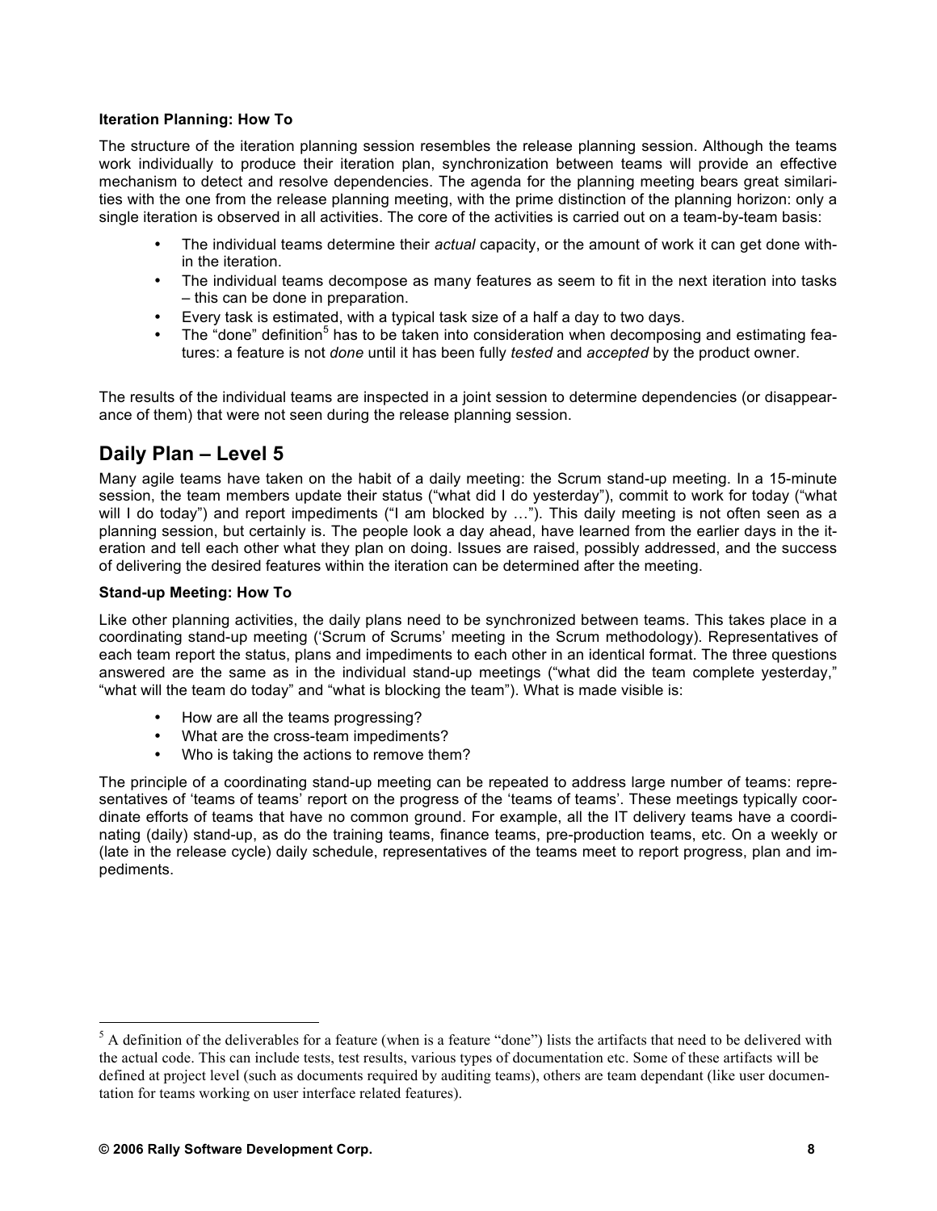**Iteration Planning: How To**

The structure of the iteration planning session resembles the release planning session. Although the teams work individually to produce their iteration plan, synchronization between teams will provide an effective mechanism to detect and resolve dependencies. The agenda for the planning meeting bears great similarities with the one from the release planning meeting, with the prime distinction of the planning horizon: only a single iteration is observed in all activities. The core of the activities is carried out on a team-by-team basis:

- The individual teams determine their *actual* capacity, or the amount of work it can get done within the iteration.
- The individual teams decompose as many features as seem to fit in the next iteration into tasks – this can be done in preparation.
- Every task is estimated, with a typical task size of a half a day to two days.
- The "done" definition[5] has to be taken into consideration when decomposing and estimating features: a feature is not *done* until it has been fully *tested* and *accepted* by the product owner.

The results of the individual teams are inspected in a joint session to determine dependencies (or disappearance of them) that were not seen during the release planning session.

## Daily Plan – Level 5

Many agile teams have taken on the habit of a daily meeting: the Scrum stand-up meeting. In a 15-minute session, the team members update their status ("what did I do yesterday"), commit to work for today ("what will I do today") and report impediments ("I am blocked by …"). This daily meeting is not often seen as a planning session, but certainly is. The people look a day ahead, have learned from the earlier days in the iteration and tell each other what they plan on doing. Issues are raised, possibly addressed, and the success of delivering the desired features within the iteration can be determined after the meeting.

**Stand-up Meeting: How To**

Like other planning activities, the daily plans need to be synchronized between teams. This takes place in a coordinating stand-up meeting ('Scrum of Scrums' meeting in the Scrum methodology). Representatives of each team report the status, plans and impediments to each other in an identical format. The three questions answered are the same as in the individual stand-up meetings ("what did the team complete yesterday," "what will the team do today" and "what is blocking the team"). What is made visible is:

- How are all the teams progressing?
- What are the cross-team impediments?
- Who is taking the actions to remove them?

The principle of a coordinating stand-up meeting can be repeated to address large number of teams: representatives of 'teams of teams' report on the progress of the 'teams of teams'. These meetings typically coordinate efforts of teams that have no common ground. For example, all the IT delivery teams have a coordinating (daily) stand-up, as do the training teams, finance teams, pre-production teams, etc. On a weekly or (late in the release cycle) daily schedule, representatives of the teams meet to report progress, plan and impediments.

---

[5] A definition of the deliverables for a feature (when is a feature "done") lists the artifacts that need to be delivered with the actual code. This can include tests, test results, various types of documentation etc. Some of these artifacts will be defined at project level (such as documents required by auditing teams), others are team dependant (like user documentation for teams working on user interface related features).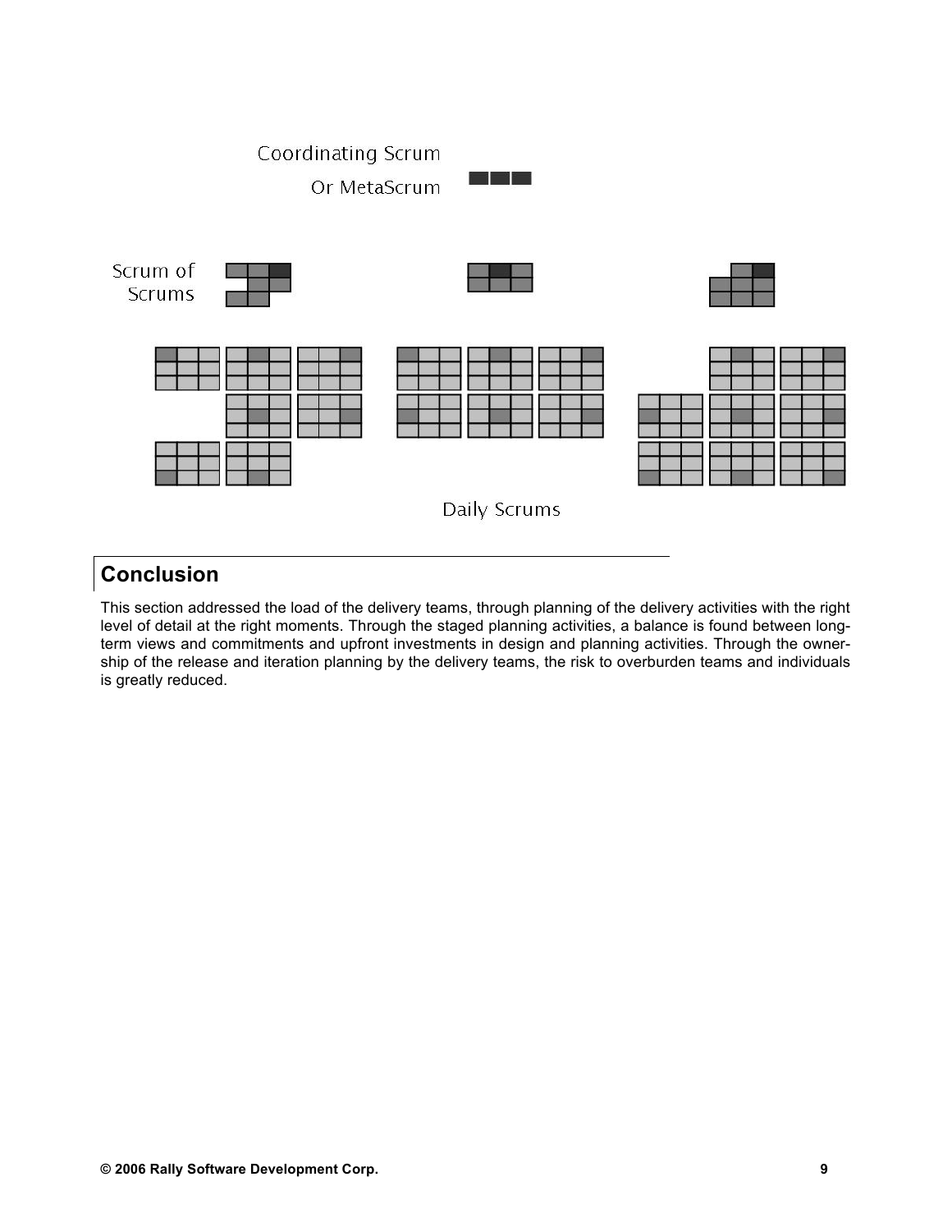Coordinating Scrum

Or MetaScrum

Scrum of Scrums

Daily Scrums

## Conclusion

This section addressed the load of the delivery teams, through planning of the delivery activities with the right level of detail at the right moments. Through the staged planning activities, a balance is found between long-term views and commitments and upfront investments in design and planning activities. Through the ownership of the release and iteration planning by the delivery teams, the risk to overburden teams and individuals is greatly reduced.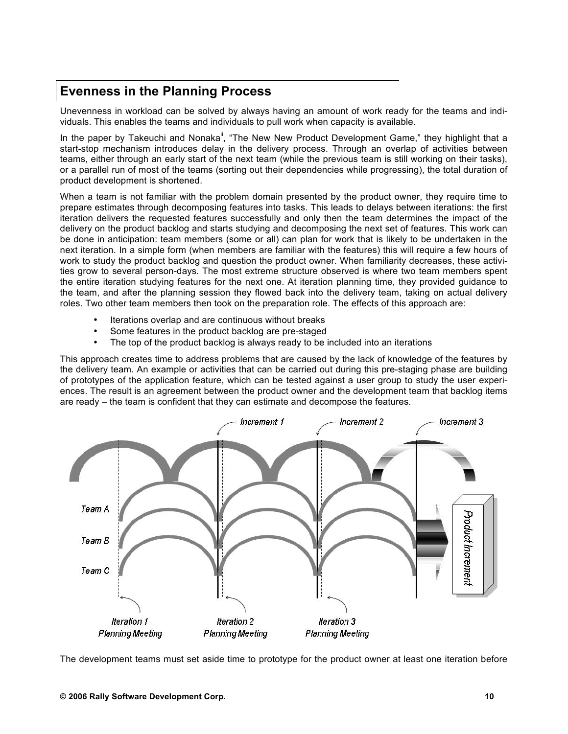## Evenness in the Planning Process

Unevenness in workload can be solved by always having an amount of work ready for the teams and individuals. This enables the teams and individuals to pull work when capacity is available.

In the paper by Takeuchi and Nonaka[ii], "The New New Product Development Game," they highlight that a start-stop mechanism introduces delay in the delivery process. Through an overlap of activities between teams, either through an early start of the next team (while the previous team is still working on their tasks), or a parallel run of most of the teams (sorting out their dependencies while progressing), the total duration of product development is shortened.

When a team is not familiar with the problem domain presented by the product owner, they require time to prepare estimates through decomposing features into tasks. This leads to delays between iterations: the first iteration delivers the requested features successfully and only then the team determines the impact of the delivery on the product backlog and starts studying and decomposing the next set of features. This work can be done in anticipation: team members (some or all) can plan for work that is likely to be undertaken in the next iteration. In a simple form (when members are familiar with the features) this will require a few hours of work to study the product backlog and question the product owner. When familiarity decreases, these activities grow to several person-days. The most extreme structure observed is where two team members spent the entire iteration studying features for the next one. At iteration planning time, they provided guidance to the team, and after the planning session they flowed back into the delivery team, taking on actual delivery roles. Two other team members then took on the preparation role. The effects of this approach are:

- Iterations overlap and are continuous without breaks
- Some features in the product backlog are pre-staged
- The top of the product backlog is always ready to be included into an iterations

This approach creates time to address problems that are caused by the lack of knowledge of the features by the delivery team. An example or activities that can be carried out during this pre-staging phase are building of prototypes of the application feature, which can be tested against a user group to study the user experiences. The result is an agreement between the product owner and the development team that backlog items are ready – the team is confident that they can estimate and decompose the features.

Increment 1
Increment 2
Increment 3
Team A
Team B
Team C
Product Increment
Iteration 1 Planning Meeting
Iteration 2 Planning Meeting
Iteration 3 Planning Meeting

The development teams must set aside time to prototype for the product owner at least one iteration before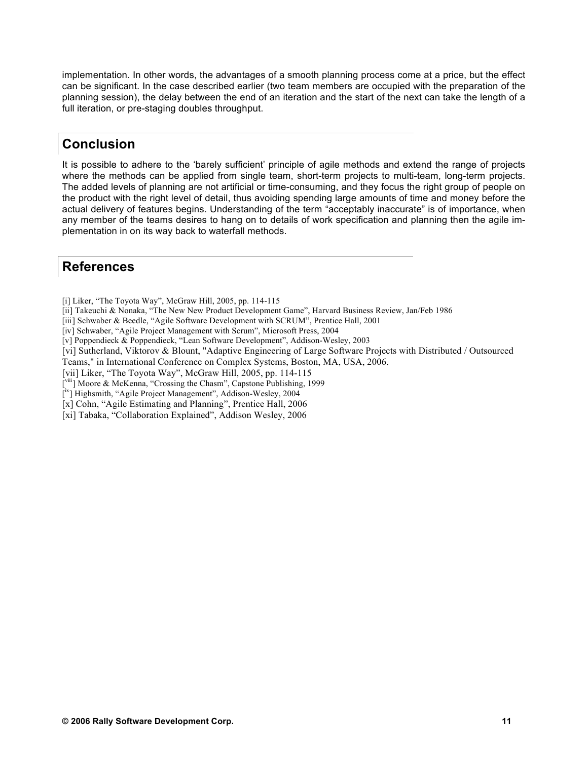implementation. In other words, the advantages of a smooth planning process come at a price, but the effect can be significant. In the case described earlier (two team members are occupied with the preparation of the planning session), the delay between the end of an iteration and the start of the next can take the length of a full iteration, or pre-staging doubles throughput.

## Conclusion

It is possible to adhere to the 'barely sufficient' principle of agile methods and extend the range of projects where the methods can be applied from single team, short-term projects to multi-team, long-term projects. The added levels of planning are not artificial or time-consuming, and they focus the right group of people on the product with the right level of detail, thus avoiding spending large amounts of time and money before the actual delivery of features begins. Understanding of the term "acceptably inaccurate" is of importance, when any member of the teams desires to hang on to details of work specification and planning then the agile implementation in on its way back to waterfall methods.

## References

[i] Liker, "The Toyota Way", McGraw Hill, 2005, pp. 114-115

[ii] Takeuchi & Nonaka, "The New New Product Development Game", Harvard Business Review, Jan/Feb 1986

[iii] Schwaber & Beedle, "Agile Software Development with SCRUM", Prentice Hall, 2001

[iv] Schwaber, "Agile Project Management with Scrum", Microsoft Press, 2004

[v] Poppendieck & Poppendieck, "Lean Software Development", Addison-Wesley, 2003

[vi] Sutherland, Viktorov & Blount, "Adaptive Engineering of Large Software Projects with Distributed / Outsourced Teams," in International Conference on Complex Systems, Boston, MA, USA, 2006.

[vii] Liker, "The Toyota Way", McGraw Hill, 2005, pp. 114-115

[viii] Moore & McKenna, "Crossing the Chasm", Capstone Publishing, 1999

[ix] Highsmith, "Agile Project Management", Addison-Wesley, 2004

[x] Cohn, "Agile Estimating and Planning", Prentice Hall, 2006

[xi] Tabaka, "Collaboration Explained", Addison Wesley, 2006

© 2006 Rally Software Development Corp.